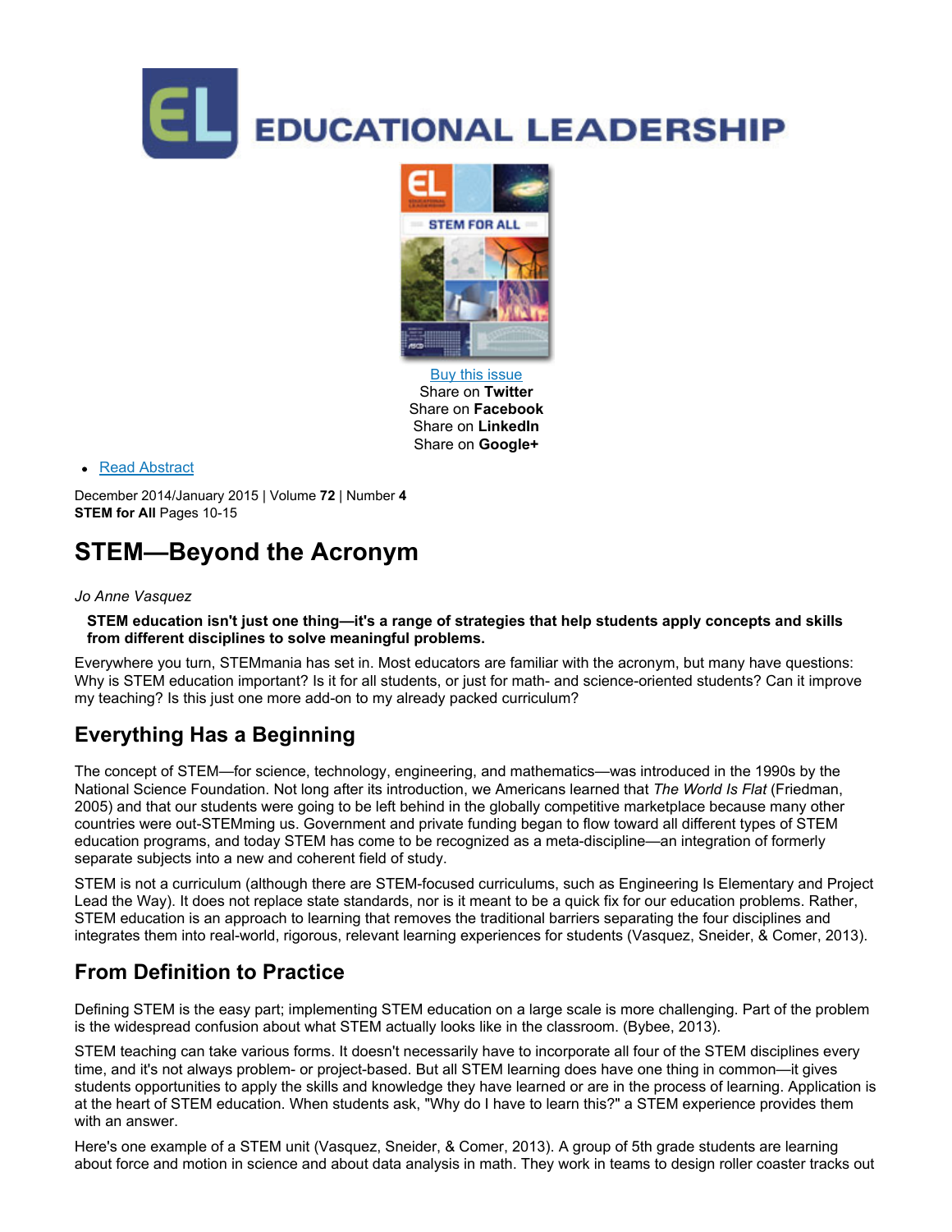# EDUCATIONAL LEADERSHIP

Buy this issue
Share on **Twitter**
Share on **Facebook**
Share on **LinkedIn**
Share on **Google+**

- Read Abstract

December 2014/January 2015 | Volume **72** | Number **4**
**STEM for All** Pages 10-15

# STEM—Beyond the Acronym

*Jo Anne Vasquez*

**STEM education isn't just one thing—it's a range of strategies that help students apply concepts and skills from different disciplines to solve meaningful problems.**

Everywhere you turn, STEMmania has set in. Most educators are familiar with the acronym, but many have questions: Why is STEM education important? Is it for all students, or just for math- and science-oriented students? Can it improve my teaching? Is this just one more add-on to my already packed curriculum?

## Everything Has a Beginning

The concept of STEM—for science, technology, engineering, and mathematics—was introduced in the 1990s by the National Science Foundation. Not long after its introduction, we Americans learned that *The World Is Flat* (Friedman, 2005) and that our students were going to be left behind in the globally competitive marketplace because many other countries were out-STEMming us. Government and private funding began to flow toward all different types of STEM education programs, and today STEM has come to be recognized as a meta-discipline—an integration of formerly separate subjects into a new and coherent field of study.

STEM is not a curriculum (although there are STEM-focused curriculums, such as Engineering Is Elementary and Project Lead the Way). It does not replace state standards, nor is it meant to be a quick fix for our education problems. Rather, STEM education is an approach to learning that removes the traditional barriers separating the four disciplines and integrates them into real-world, rigorous, relevant learning experiences for students (Vasquez, Sneider, & Comer, 2013).

## From Definition to Practice

Defining STEM is the easy part; implementing STEM education on a large scale is more challenging. Part of the problem is the widespread confusion about what STEM actually looks like in the classroom. (Bybee, 2013).

STEM teaching can take various forms. It doesn't necessarily have to incorporate all four of the STEM disciplines every time, and it's not always problem- or project-based. But all STEM learning does have one thing in common—it gives students opportunities to apply the skills and knowledge they have learned or are in the process of learning. Application is at the heart of STEM education. When students ask, "Why do I have to learn this?" a STEM experience provides them with an answer.

Here's one example of a STEM unit (Vasquez, Sneider, & Comer, 2013). A group of 5th grade students are learning about force and motion in science and about data analysis in math. They work in teams to design roller coaster tracks out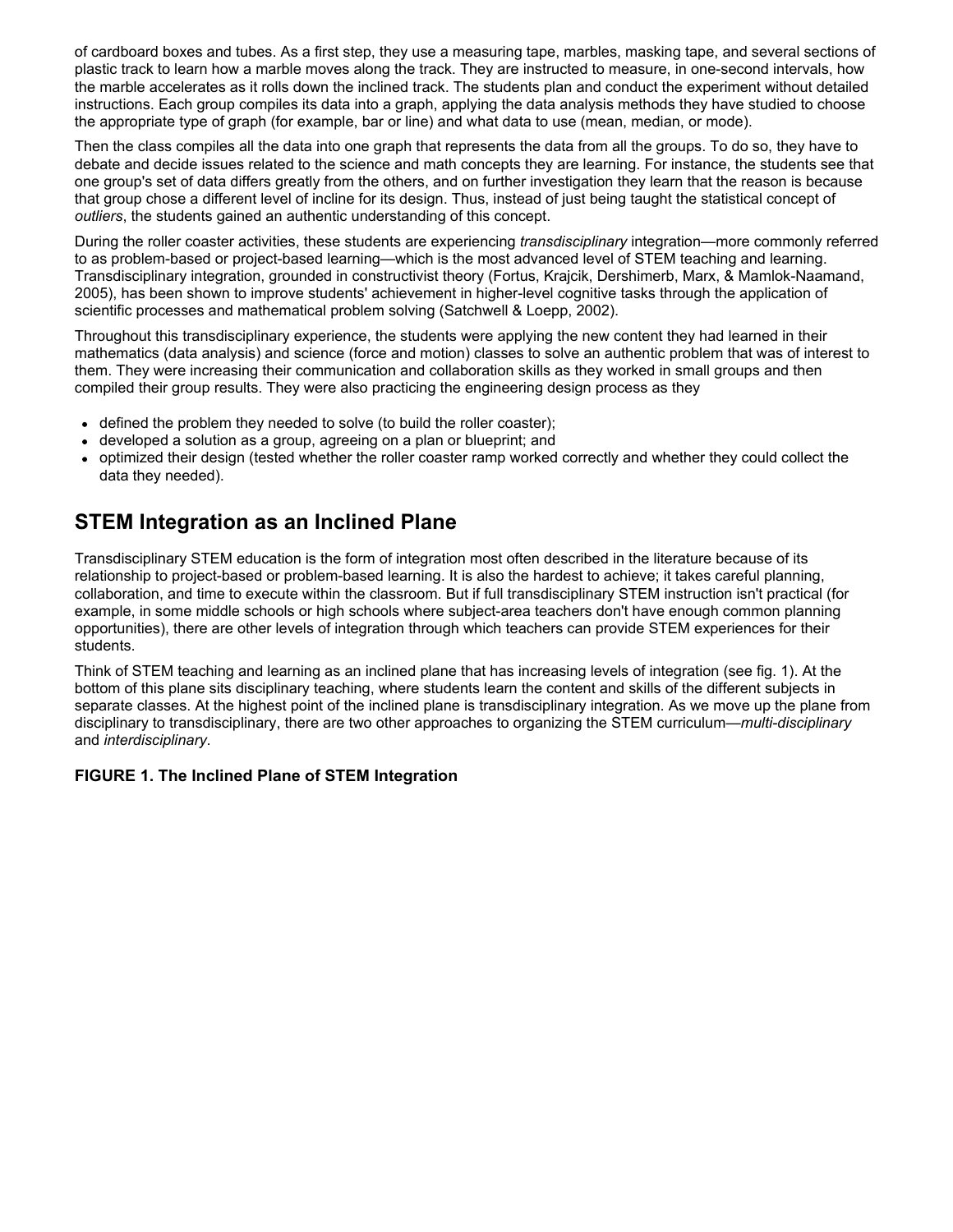of cardboard boxes and tubes. As a first step, they use a measuring tape, marbles, masking tape, and several sections of plastic track to learn how a marble moves along the track. They are instructed to measure, in one-second intervals, how the marble accelerates as it rolls down the inclined track. The students plan and conduct the experiment without detailed instructions. Each group compiles its data into a graph, applying the data analysis methods they have studied to choose the appropriate type of graph (for example, bar or line) and what data to use (mean, median, or mode).

Then the class compiles all the data into one graph that represents the data from all the groups. To do so, they have to debate and decide issues related to the science and math concepts they are learning. For instance, the students see that one group's set of data differs greatly from the others, and on further investigation they learn that the reason is because that group chose a different level of incline for its design. Thus, instead of just being taught the statistical concept of *outliers*, the students gained an authentic understanding of this concept.

During the roller coaster activities, these students are experiencing *transdisciplinary* integration—more commonly referred to as problem-based or project-based learning—which is the most advanced level of STEM teaching and learning. Transdisciplinary integration, grounded in constructivist theory (Fortus, Krajcik, Dershimerb, Marx, & Mamlok-Naamand, 2005), has been shown to improve students' achievement in higher-level cognitive tasks through the application of scientific processes and mathematical problem solving (Satchwell & Loepp, 2002).

Throughout this transdisciplinary experience, the students were applying the new content they had learned in their mathematics (data analysis) and science (force and motion) classes to solve an authentic problem that was of interest to them. They were increasing their communication and collaboration skills as they worked in small groups and then compiled their group results. They were also practicing the engineering design process as they

- defined the problem they needed to solve (to build the roller coaster);
- developed a solution as a group, agreeing on a plan or blueprint; and
- optimized their design (tested whether the roller coaster ramp worked correctly and whether they could collect the data they needed).

## STEM Integration as an Inclined Plane

Transdisciplinary STEM education is the form of integration most often described in the literature because of its relationship to project-based or problem-based learning. It is also the hardest to achieve; it takes careful planning, collaboration, and time to execute within the classroom. But if full transdisciplinary STEM instruction isn't practical (for example, in some middle schools or high schools where subject-area teachers don't have enough common planning opportunities), there are other levels of integration through which teachers can provide STEM experiences for their students.

Think of STEM teaching and learning as an inclined plane that has increasing levels of integration (see fig. 1). At the bottom of this plane sits disciplinary teaching, where students learn the content and skills of the different subjects in separate classes. At the highest point of the inclined plane is transdisciplinary integration. As we move up the plane from disciplinary to transdisciplinary, there are two other approaches to organizing the STEM curriculum—*multi-disciplinary* and *interdisciplinary*.

#### FIGURE 1. The Inclined Plane of STEM Integration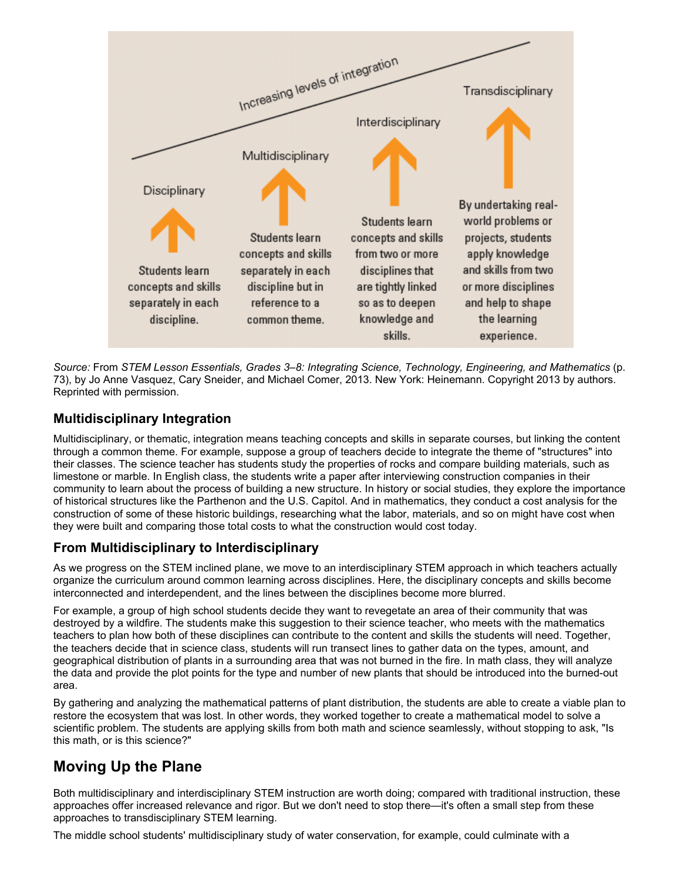Increasing levels of integration

| Disciplinary | Multidisciplinary | Interdisciplinary | Transdisciplinary |
| --- | --- | --- | --- |
| Students learn concepts and skills separately in each discipline. | Students learn concepts and skills separately in each discipline but in reference to a common theme. | Students learn concepts and skills from two or more disciplines that are tightly linked so as to deepen knowledge and skills. | By undertaking real-world problems or projects, students apply knowledge and skills from two or more disciplines and help to shape the learning experience. |

*Source:* From *STEM Lesson Essentials, Grades 3–8: Integrating Science, Technology, Engineering, and Mathematics* (p. 73), by Jo Anne Vasquez, Cary Sneider, and Michael Comer, 2013. New York: Heinemann. Copyright 2013 by authors. Reprinted with permission.

### Multidisciplinary Integration

Multidisciplinary, or thematic, integration means teaching concepts and skills in separate courses, but linking the content through a common theme. For example, suppose a group of teachers decide to integrate the theme of "structures" into their classes. The science teacher has students study the properties of rocks and compare building materials, such as limestone or marble. In English class, the students write a paper after interviewing construction companies in their community to learn about the process of building a new structure. In history or social studies, they explore the importance of historical structures like the Parthenon and the U.S. Capitol. And in mathematics, they conduct a cost analysis for the construction of some of these historic buildings, researching what the labor, materials, and so on might have cost when they were built and comparing those total costs to what the construction would cost today.

### From Multidisciplinary to Interdisciplinary

As we progress on the STEM inclined plane, we move to an interdisciplinary STEM approach in which teachers actually organize the curriculum around common learning across disciplines. Here, the disciplinary concepts and skills become interconnected and interdependent, and the lines between the disciplines become more blurred.

For example, a group of high school students decide they want to revegetate an area of their community that was destroyed by a wildfire. The students make this suggestion to their science teacher, who meets with the mathematics teachers to plan how both of these disciplines can contribute to the content and skills the students will need. Together, the teachers decide that in science class, students will run transect lines to gather data on the types, amount, and geographical distribution of plants in a surrounding area that was not burned in the fire. In math class, they will analyze the data and provide the plot points for the type and number of new plants that should be introduced into the burned-out area.

By gathering and analyzing the mathematical patterns of plant distribution, the students are able to create a viable plan to restore the ecosystem that was lost. In other words, they worked together to create a mathematical model to solve a scientific problem. The students are applying skills from both math and science seamlessly, without stopping to ask, "Is this math, or is this science?"

## Moving Up the Plane

Both multidisciplinary and interdisciplinary STEM instruction are worth doing; compared with traditional instruction, these approaches offer increased relevance and rigor. But we don't need to stop there—it's often a small step from these approaches to transdisciplinary STEM learning.

The middle school students' multidisciplinary study of water conservation, for example, could culminate with a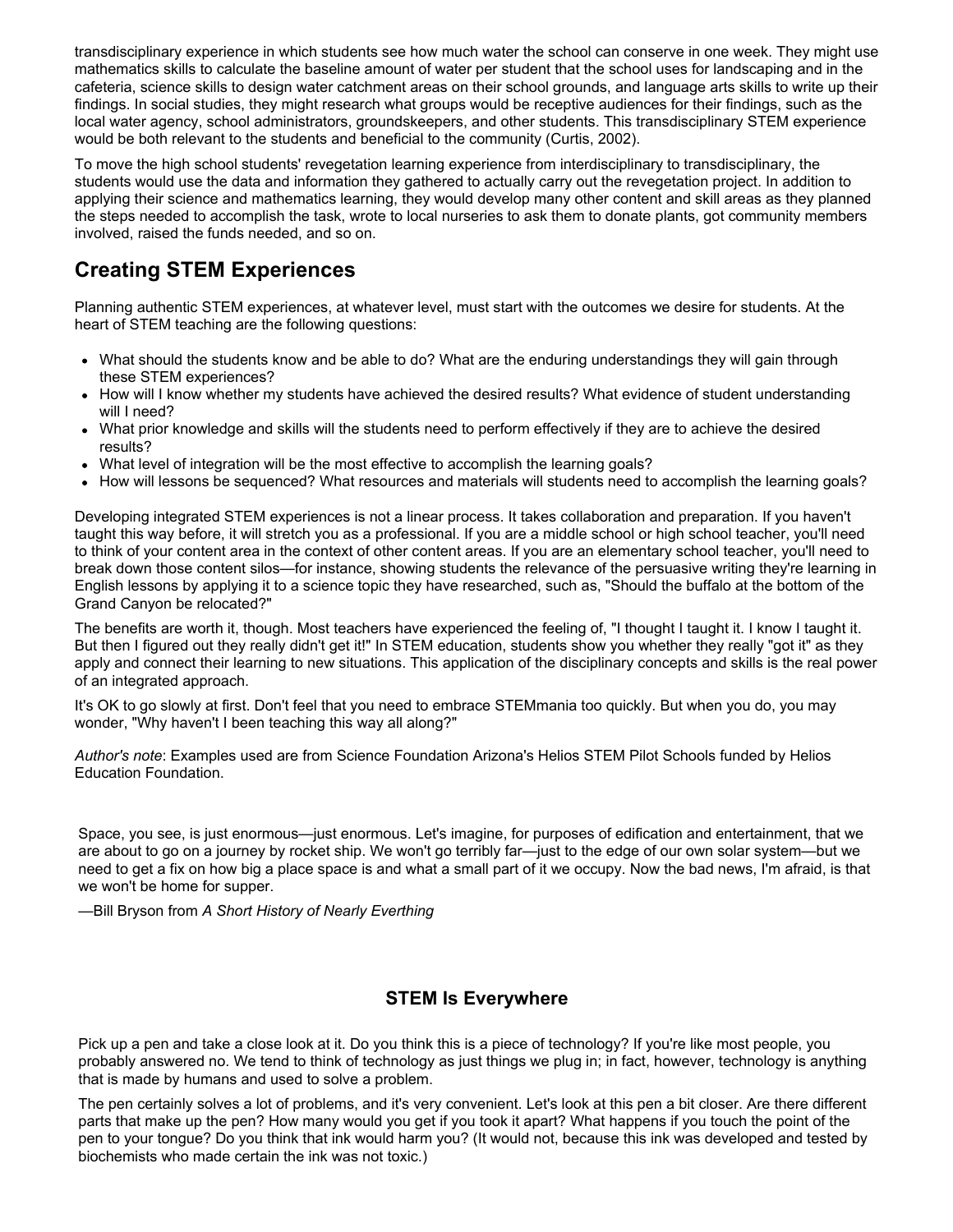transdisciplinary experience in which students see how much water the school can conserve in one week. They might use mathematics skills to calculate the baseline amount of water per student that the school uses for landscaping and in the cafeteria, science skills to design water catchment areas on their school grounds, and language arts skills to write up their findings. In social studies, they might research what groups would be receptive audiences for their findings, such as the local water agency, school administrators, groundskeepers, and other students. This transdisciplinary STEM experience would be both relevant to the students and beneficial to the community (Curtis, 2002).

To move the high school students' revegetation learning experience from interdisciplinary to transdisciplinary, the students would use the data and information they gathered to actually carry out the revegetation project. In addition to applying their science and mathematics learning, they would develop many other content and skill areas as they planned the steps needed to accomplish the task, wrote to local nurseries to ask them to donate plants, got community members involved, raised the funds needed, and so on.

## Creating STEM Experiences

Planning authentic STEM experiences, at whatever level, must start with the outcomes we desire for students. At the heart of STEM teaching are the following questions:

- What should the students know and be able to do? What are the enduring understandings they will gain through these STEM experiences?
- How will I know whether my students have achieved the desired results? What evidence of student understanding will I need?
- What prior knowledge and skills will the students need to perform effectively if they are to achieve the desired results?
- What level of integration will be the most effective to accomplish the learning goals?
- How will lessons be sequenced? What resources and materials will students need to accomplish the learning goals?

Developing integrated STEM experiences is not a linear process. It takes collaboration and preparation. If you haven't taught this way before, it will stretch you as a professional. If you are a middle school or high school teacher, you'll need to think of your content area in the context of other content areas. If you are an elementary school teacher, you'll need to break down those content silos—for instance, showing students the relevance of the persuasive writing they're learning in English lessons by applying it to a science topic they have researched, such as, "Should the buffalo at the bottom of the Grand Canyon be relocated?"

The benefits are worth it, though. Most teachers have experienced the feeling of, "I thought I taught it. I know I taught it. But then I figured out they really didn't get it!" In STEM education, students show you whether they really "got it" as they apply and connect their learning to new situations. This application of the disciplinary concepts and skills is the real power of an integrated approach.

It's OK to go slowly at first. Don't feel that you need to embrace STEMmania too quickly. But when you do, you may wonder, "Why haven't I been teaching this way all along?"

*Author's note*: Examples used are from Science Foundation Arizona's Helios STEM Pilot Schools funded by Helios Education Foundation.

Space, you see, is just enormous—just enormous. Let's imagine, for purposes of edification and entertainment, that we are about to go on a journey by rocket ship. We won't go terribly far—just to the edge of our own solar system—but we need to get a fix on how big a place space is and what a small part of it we occupy. Now the bad news, I'm afraid, is that we won't be home for supper.

—Bill Bryson from *A Short History of Nearly Everthing*

### STEM Is Everywhere

Pick up a pen and take a close look at it. Do you think this is a piece of technology? If you're like most people, you probably answered no. We tend to think of technology as just things we plug in; in fact, however, technology is anything that is made by humans and used to solve a problem.

The pen certainly solves a lot of problems, and it's very convenient. Let's look at this pen a bit closer. Are there different parts that make up the pen? How many would you get if you took it apart? What happens if you touch the point of the pen to your tongue? Do you think that ink would harm you? (It would not, because this ink was developed and tested by biochemists who made certain the ink was not toxic.)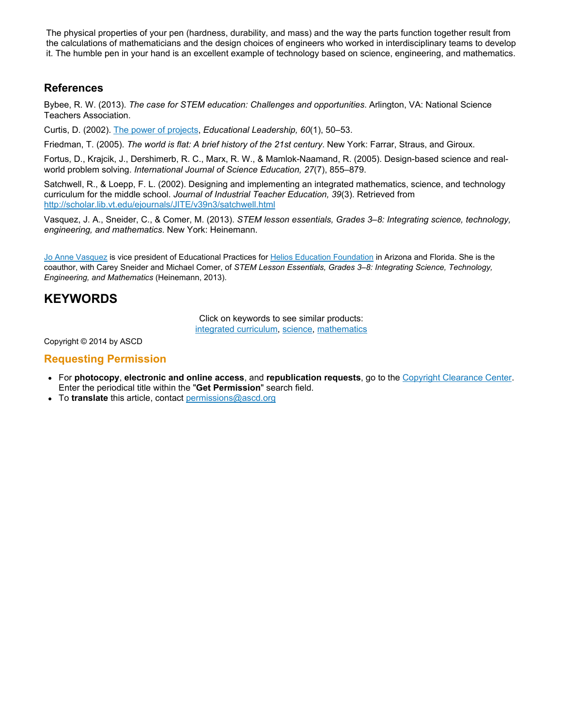The physical properties of your pen (hardness, durability, and mass) and the way the parts function together result from the calculations of mathematicians and the design choices of engineers who worked in interdisciplinary teams to develop it. The humble pen in your hand is an excellent example of technology based on science, engineering, and mathematics.

## References

Bybee, R. W. (2013). *The case for STEM education: Challenges and opportunities*. Arlington, VA: National Science Teachers Association.

Curtis, D. (2002). The power of projects, *Educational Leadership, 60*(1), 50–53.

Friedman, T. (2005). *The world is flat: A brief history of the 21st century*. New York: Farrar, Straus, and Giroux.

Fortus, D., Krajcik, J., Dershimerb, R. C., Marx, R. W., & Mamlok-Naamand, R. (2005). Design-based science and real-world problem solving. *International Journal of Science Education, 27*(7), 855–879.

Satchwell, R., & Loepp, F. L. (2002). Designing and implementing an integrated mathematics, science, and technology curriculum for the middle school. *Journal of Industrial Teacher Education, 39*(3). Retrieved from http://scholar.lib.vt.edu/ejournals/JITE/v39n3/satchwell.html

Vasquez, J. A., Sneider, C., & Comer, M. (2013). *STEM lesson essentials, Grades 3–8: Integrating science, technology, engineering, and mathematics*. New York: Heinemann.

Jo Anne Vasquez is vice president of Educational Practices for Helios Education Foundation in Arizona and Florida. She is the coauthor, with Carey Sneider and Michael Comer, of *STEM Lesson Essentials, Grades 3–8: Integrating Science, Technology, Engineering, and Mathematics* (Heinemann, 2013).

# KEYWORDS

Click on keywords to see similar products:
integrated curriculum, science, mathematics

Copyright © 2014 by ASCD

### Requesting Permission

- For **photocopy**, **electronic and online access**, and **republication requests**, go to the Copyright Clearance Center. Enter the periodical title within the "**Get Permission**" search field.
- To **translate** this article, contact permissions@ascd.org